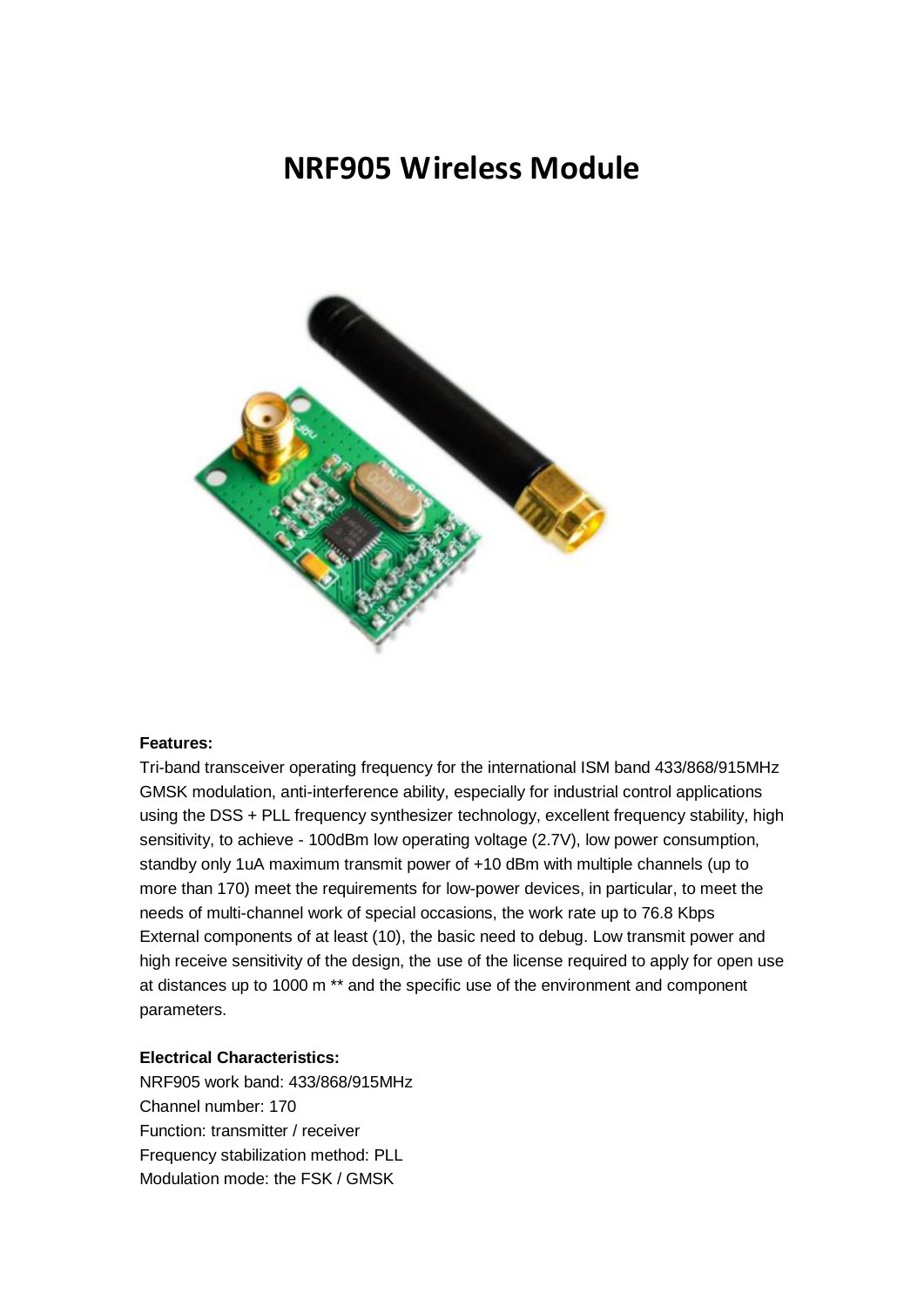# NRF905 Wireless Module

**Features:**

Tri-band transceiver operating frequency for the international ISM band 433/868/915MHz GMSK modulation, anti-interference ability, especially for industrial control applications using the DSS + PLL frequency synthesizer technology, excellent frequency stability, high sensitivity, to achieve - 100dBm low operating voltage (2.7V), low power consumption, standby only 1uA maximum transmit power of +10 dBm with multiple channels (up to more than 170) meet the requirements for low-power devices, in particular, to meet the needs of multi-channel work of special occasions, the work rate up to 76.8 Kbps External components of at least (10), the basic need to debug. Low transmit power and high receive sensitivity of the design, the use of the license required to apply for open use at distances up to 1000 m ** and the specific use of the environment and component parameters.

**Electrical Characteristics:**

NRF905 work band: 433/868/915MHz
Channel number: 170
Function: transmitter / receiver
Frequency stabilization method: PLL
Modulation mode: the FSK / GMSK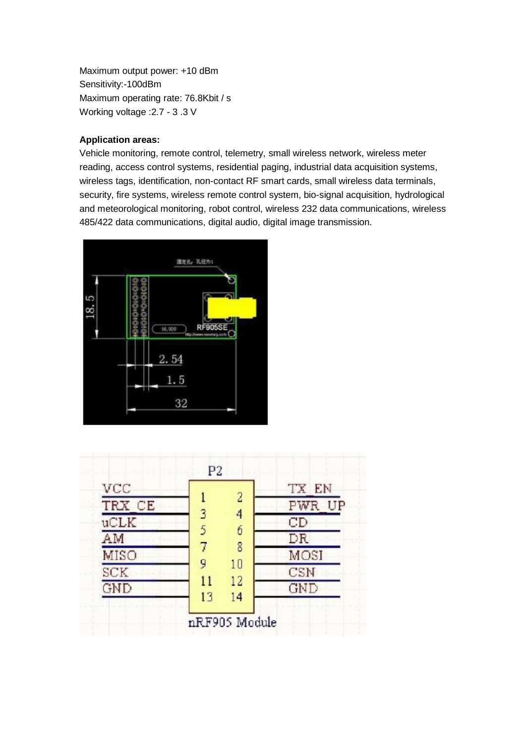Maximum output power: +10 dBm
Sensitivity:-100dBm
Maximum operating rate: 76.8Kbit / s
Working voltage :2.7 - 3 .3 V

**Application areas:**
Vehicle monitoring, remote control, telemetry, small wireless network, wireless meter reading, access control systems, residential paging, industrial data acquisition systems, wireless tags, identification, non-contact RF smart cards, small wireless data terminals, security, fire systems, wireless remote control system, bio-signal acquisition, hydrological and meteorological monitoring, robot control, wireless 232 data communications, wireless 485/422 data communications, digital audio, digital image transmission.

固定孔，孔径为1
18.5
RF905SE
16.000
2.54
1.5
32

P2

VCC
TRX_CE
uCLK
AM
MISO
SCK
GND

1
2
3
4
5
6
7
8
9
10
11
12
13
14

TX_EN
PWR_UP
CD
DR
MOSI
CSN
GND

nRF905 Module